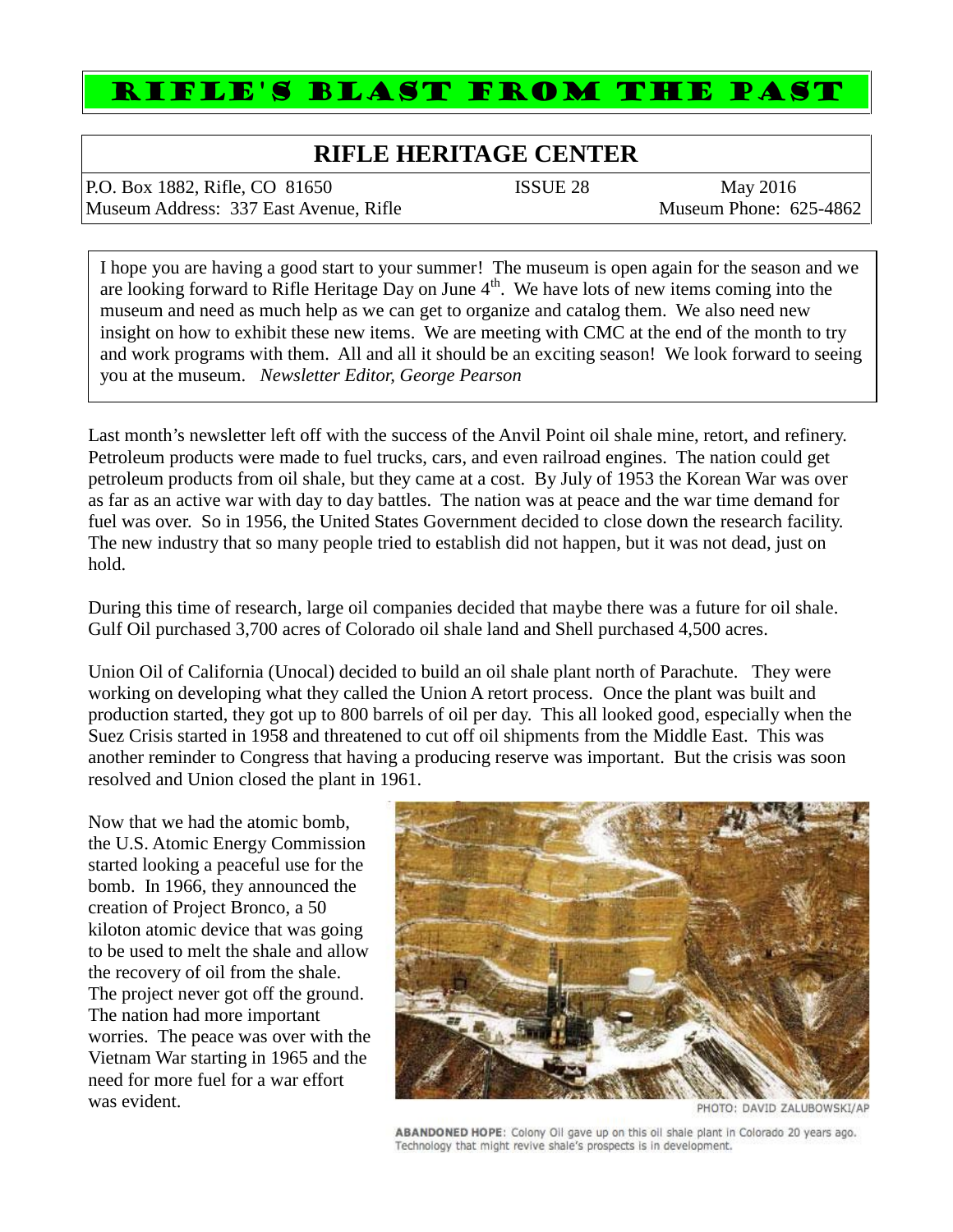# RIFLE'S BLAST FROM THE PAST

## RIFLE HERITAGE CENTER

P.O. Box 1882, Rifle, CO 81650 — ISSUE 28 — May 2016

Museum Address: 337 East Avenue, Rifle — Museum Phone: 625-4862

I hope you are having a good start to your summer! The museum is open again for the season and we are looking forward to Rifle Heritage Day on June 4th. We have lots of new items coming into the museum and need as much help as we can get to organize and catalog them. We also need new insight on how to exhibit these new items. We are meeting with CMC at the end of the month to try and work programs with them. All and all it should be an exciting season! We look forward to seeing you at the museum. *Newsletter Editor, George Pearson*

Last month's newsletter left off with the success of the Anvil Point oil shale mine, retort, and refinery. Petroleum products were made to fuel trucks, cars, and even railroad engines. The nation could get petroleum products from oil shale, but they came at a cost. By July of 1953 the Korean War was over as far as an active war with day to day battles. The nation was at peace and the war time demand for fuel was over. So in 1956, the United States Government decided to close down the research facility. The new industry that so many people tried to establish did not happen, but it was not dead, just on hold.

During this time of research, large oil companies decided that maybe there was a future for oil shale. Gulf Oil purchased 3,700 acres of Colorado oil shale land and Shell purchased 4,500 acres.

Union Oil of California (Unocal) decided to build an oil shale plant north of Parachute. They were working on developing what they called the Union A retort process. Once the plant was built and production started, they got up to 800 barrels of oil per day. This all looked good, especially when the Suez Crisis started in 1958 and threatened to cut off oil shipments from the Middle East. This was another reminder to Congress that having a producing reserve was important. But the crisis was soon resolved and Union closed the plant in 1961.

Now that we had the atomic bomb, the U.S. Atomic Energy Commission started looking a peaceful use for the bomb. In 1966, they announced the creation of Project Bronco, a 50 kiloton atomic device that was going to be used to melt the shale and allow the recovery of oil from the shale. The project never got off the ground. The nation had more important worries. The peace was over with the Vietnam War starting in 1965 and the need for more fuel for a war effort was evident.

PHOTO: DAVID ZALUBOWSKI/AP

**ABANDONED HOPE**: Colony Oil gave up on this oil shale plant in Colorado 20 years ago. Technology that might revive shale's prospects is in development.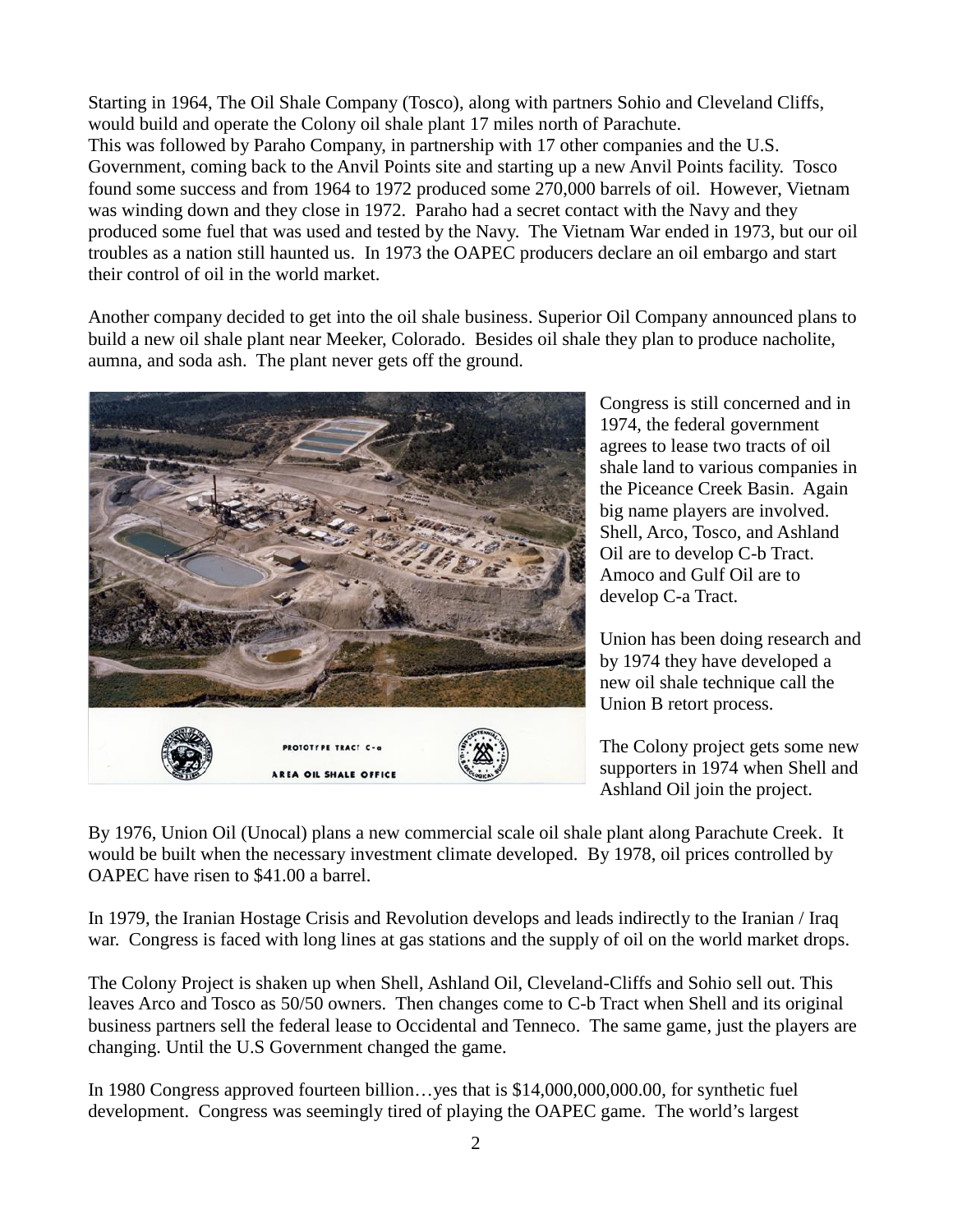Starting in 1964, The Oil Shale Company (Tosco), along with partners Sohio and Cleveland Cliffs, would build and operate the Colony oil shale plant 17 miles north of Parachute.
This was followed by Paraho Company, in partnership with 17 other companies and the U.S. Government, coming back to the Anvil Points site and starting up a new Anvil Points facility. Tosco found some success and from 1964 to 1972 produced some 270,000 barrels of oil. However, Vietnam was winding down and they close in 1972. Paraho had a secret contact with the Navy and they produced some fuel that was used and tested by the Navy. The Vietnam War ended in 1973, but our oil troubles as a nation still haunted us. In 1973 the OAPEC producers declare an oil embargo and start their control of oil in the world market.

Another company decided to get into the oil shale business. Superior Oil Company announced plans to build a new oil shale plant near Meeker, Colorado. Besides oil shale they plan to produce nacholite, aumna, and soda ash. The plant never gets off the ground.

PROTOTYPE TRACT C-a
AREA OIL SHALE OFFICE

Congress is still concerned and in 1974, the federal government agrees to lease two tracts of oil shale land to various companies in the Piceance Creek Basin. Again big name players are involved. Shell, Arco, Tosco, and Ashland Oil are to develop C-b Tract. Amoco and Gulf Oil are to develop C-a Tract.

Union has been doing research and by 1974 they have developed a new oil shale technique call the Union B retort process.

The Colony project gets some new supporters in 1974 when Shell and Ashland Oil join the project.

By 1976, Union Oil (Unocal) plans a new commercial scale oil shale plant along Parachute Creek. It would be built when the necessary investment climate developed. By 1978, oil prices controlled by OAPEC have risen to $41.00 a barrel.

In 1979, the Iranian Hostage Crisis and Revolution develops and leads indirectly to the Iranian / Iraq war. Congress is faced with long lines at gas stations and the supply of oil on the world market drops.

The Colony Project is shaken up when Shell, Ashland Oil, Cleveland-Cliffs and Sohio sell out. This leaves Arco and Tosco as 50/50 owners. Then changes come to C-b Tract when Shell and its original business partners sell the federal lease to Occidental and Tenneco. The same game, just the players are changing. Until the U.S Government changed the game.

In 1980 Congress approved fourteen billion…yes that is $14,000,000,000.00, for synthetic fuel development. Congress was seemingly tired of playing the OAPEC game. The world's largest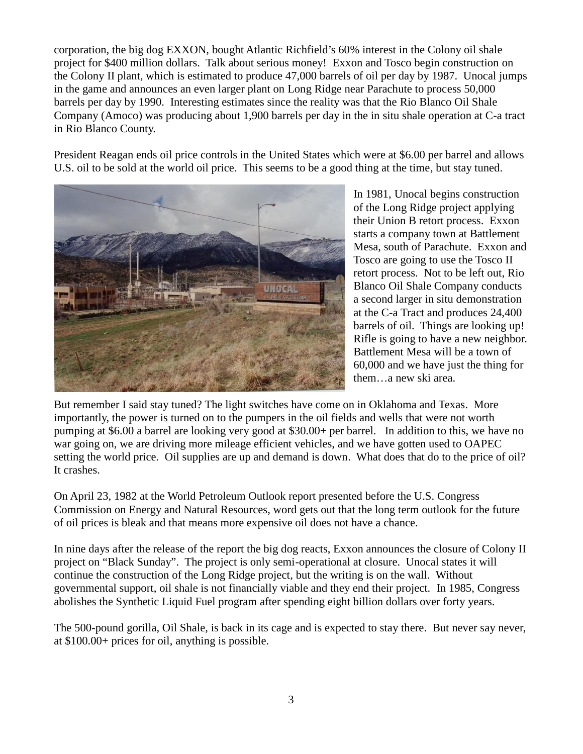corporation, the big dog EXXON, bought Atlantic Richfield's 60% interest in the Colony oil shale project for $400 million dollars. Talk about serious money! Exxon and Tosco begin construction on the Colony II plant, which is estimated to produce 47,000 barrels of oil per day by 1987. Unocal jumps in the game and announces an even larger plant on Long Ridge near Parachute to process 50,000 barrels per day by 1990. Interesting estimates since the reality was that the Rio Blanco Oil Shale Company (Amoco) was producing about 1,900 barrels per day in the in situ shale operation at C-a tract in Rio Blanco County.

President Reagan ends oil price controls in the United States which were at $6.00 per barrel and allows U.S. oil to be sold at the world oil price. This seems to be a good thing at the time, but stay tuned.

In 1981, Unocal begins construction of the Long Ridge project applying their Union B retort process. Exxon starts a company town at Battlement Mesa, south of Parachute. Exxon and Tosco are going to use the Tosco II retort process. Not to be left out, Rio Blanco Oil Shale Company conducts a second larger in situ demonstration at the C-a Tract and produces 24,400 barrels of oil. Things are looking up! Rifle is going to have a new neighbor. Battlement Mesa will be a town of 60,000 and we have just the thing for them…a new ski area.

But remember I said stay tuned? The light switches have come on in Oklahoma and Texas. More importantly, the power is turned on to the pumpers in the oil fields and wells that were not worth pumping at $6.00 a barrel are looking very good at $30.00+ per barrel. In addition to this, we have no war going on, we are driving more mileage efficient vehicles, and we have gotten used to OAPEC setting the world price. Oil supplies are up and demand is down. What does that do to the price of oil? It crashes.

On April 23, 1982 at the World Petroleum Outlook report presented before the U.S. Congress Commission on Energy and Natural Resources, word gets out that the long term outlook for the future of oil prices is bleak and that means more expensive oil does not have a chance.

In nine days after the release of the report the big dog reacts, Exxon announces the closure of Colony II project on "Black Sunday". The project is only semi-operational at closure. Unocal states it will continue the construction of the Long Ridge project, but the writing is on the wall. Without governmental support, oil shale is not financially viable and they end their project. In 1985, Congress abolishes the Synthetic Liquid Fuel program after spending eight billion dollars over forty years.

The 500-pound gorilla, Oil Shale, is back in its cage and is expected to stay there. But never say never, at $100.00+ prices for oil, anything is possible.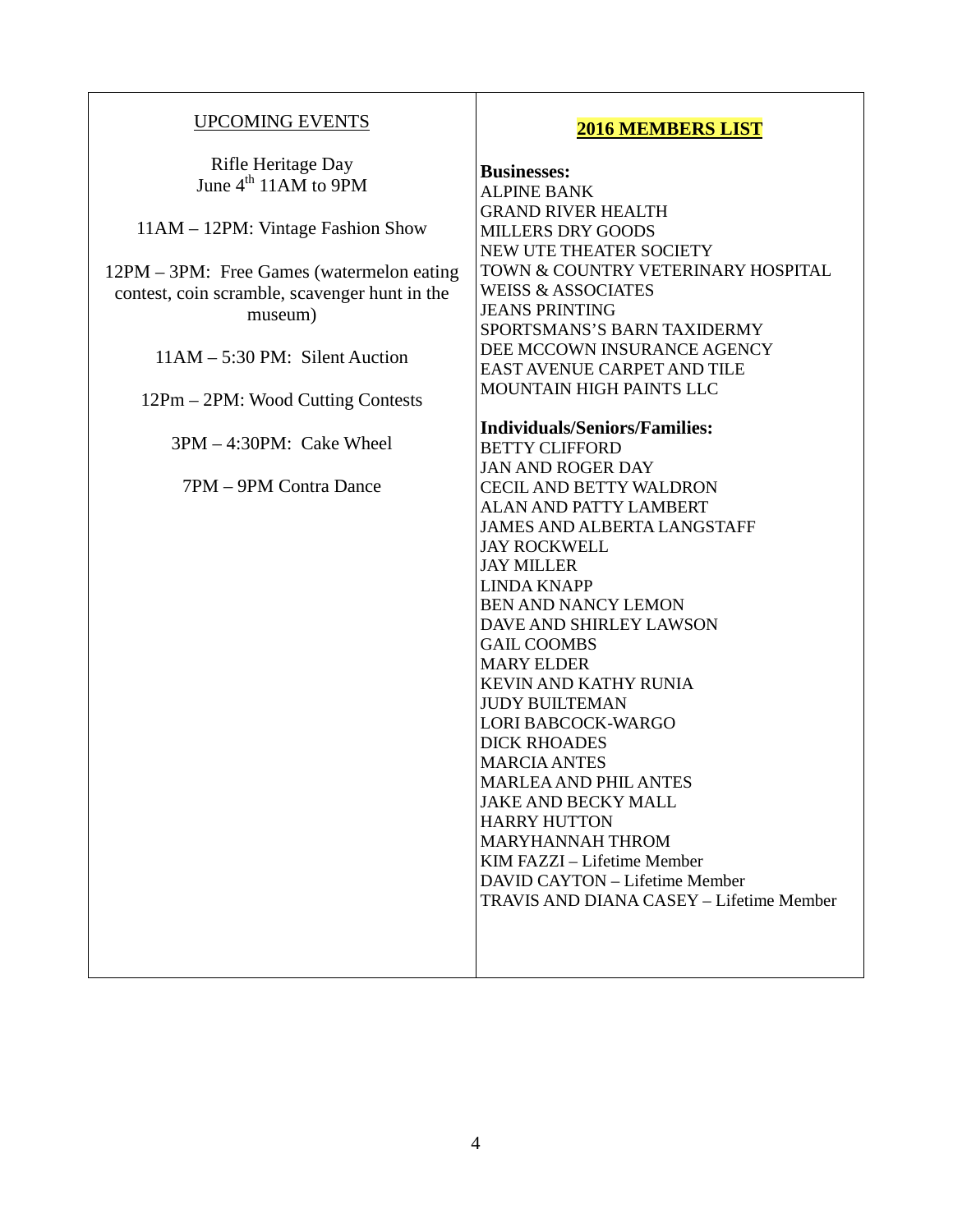## UPCOMING EVENTS

Rifle Heritage Day
June 4th 11AM to 9PM

11AM – 12PM: Vintage Fashion Show

12PM – 3PM: Free Games (watermelon eating contest, coin scramble, scavenger hunt in the museum)

11AM – 5:30 PM: Silent Auction

12Pm – 2PM: Wood Cutting Contests

3PM – 4:30PM: Cake Wheel

7PM – 9PM Contra Dance

## **2016 MEMBERS LIST**

**Businesses:**

ALPINE BANK
GRAND RIVER HEALTH
MILLERS DRY GOODS
NEW UTE THEATER SOCIETY
TOWN & COUNTRY VETERINARY HOSPITAL
WEISS & ASSOCIATES
JEANS PRINTING
SPORTSMANS'S BARN TAXIDERMY
DEE MCCOWN INSURANCE AGENCY
EAST AVENUE CARPET AND TILE
MOUNTAIN HIGH PAINTS LLC

**Individuals/Seniors/Families:**

BETTY CLIFFORD
JAN AND ROGER DAY
CECIL AND BETTY WALDRON
ALAN AND PATTY LAMBERT
JAMES AND ALBERTA LANGSTAFF
JAY ROCKWELL
JAY MILLER
LINDA KNAPP
BEN AND NANCY LEMON
DAVE AND SHIRLEY LAWSON
GAIL COOMBS
MARY ELDER
KEVIN AND KATHY RUNIA
JUDY BUILTEMAN
LORI BABCOCK-WARGO
DICK RHOADES
MARCIA ANTES
MARLEA AND PHIL ANTES
JAKE AND BECKY MALL
HARRY HUTTON
MARYHANNAH THROM
KIM FAZZI – Lifetime Member
DAVID CAYTON – Lifetime Member
TRAVIS AND DIANA CASEY – Lifetime Member